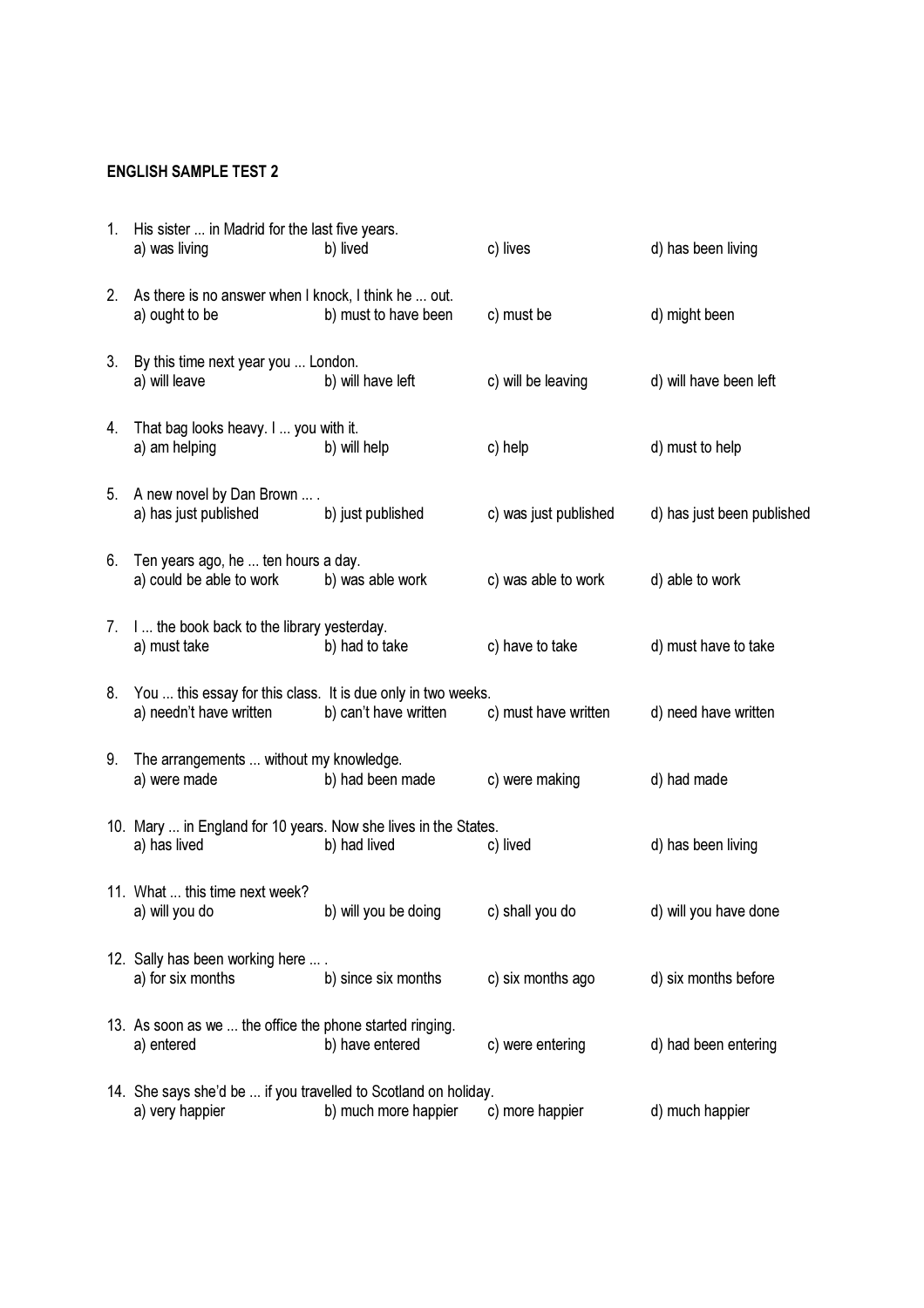**ENGLISH SAMPLE TEST 2**

1. His sister ... in Madrid for the last five years.
   a) was living b) lived c) lives d) has been living

2. As there is no answer when I knock, I think he ... out.
   a) ought to be b) must to have been c) must be d) might been

3. By this time next year you ... London.
   a) will leave b) will have left c) will be leaving d) will have been left

4. That bag looks heavy. I ... you with it.
   a) am helping b) will help c) help d) must to help

5. A new novel by Dan Brown ... .
   a) has just published b) just published c) was just published d) has just been published

6. Ten years ago, he ... ten hours a day.
   a) could be able to work b) was able work c) was able to work d) able to work

7. I ... the book back to the library yesterday.
   a) must take b) had to take c) have to take d) must have to take

8. You ... this essay for this class. It is due only in two weeks.
   a) needn't have written b) can't have written c) must have written d) need have written

9. The arrangements ... without my knowledge.
   a) were made b) had been made c) were making d) had made

10. Mary ... in England for 10 years. Now she lives in the States.
    a) has lived b) had lived c) lived d) has been living

11. What ... this time next week?
    a) will you do b) will you be doing c) shall you do d) will you have done

12. Sally has been working here ... .
    a) for six months b) since six months c) six months ago d) six months before

13. As soon as we ... the office the phone started ringing.
    a) entered b) have entered c) were entering d) had been entering

14. She says she'd be ... if you travelled to Scotland on holiday.
    a) very happier b) much more happier c) more happier d) much happier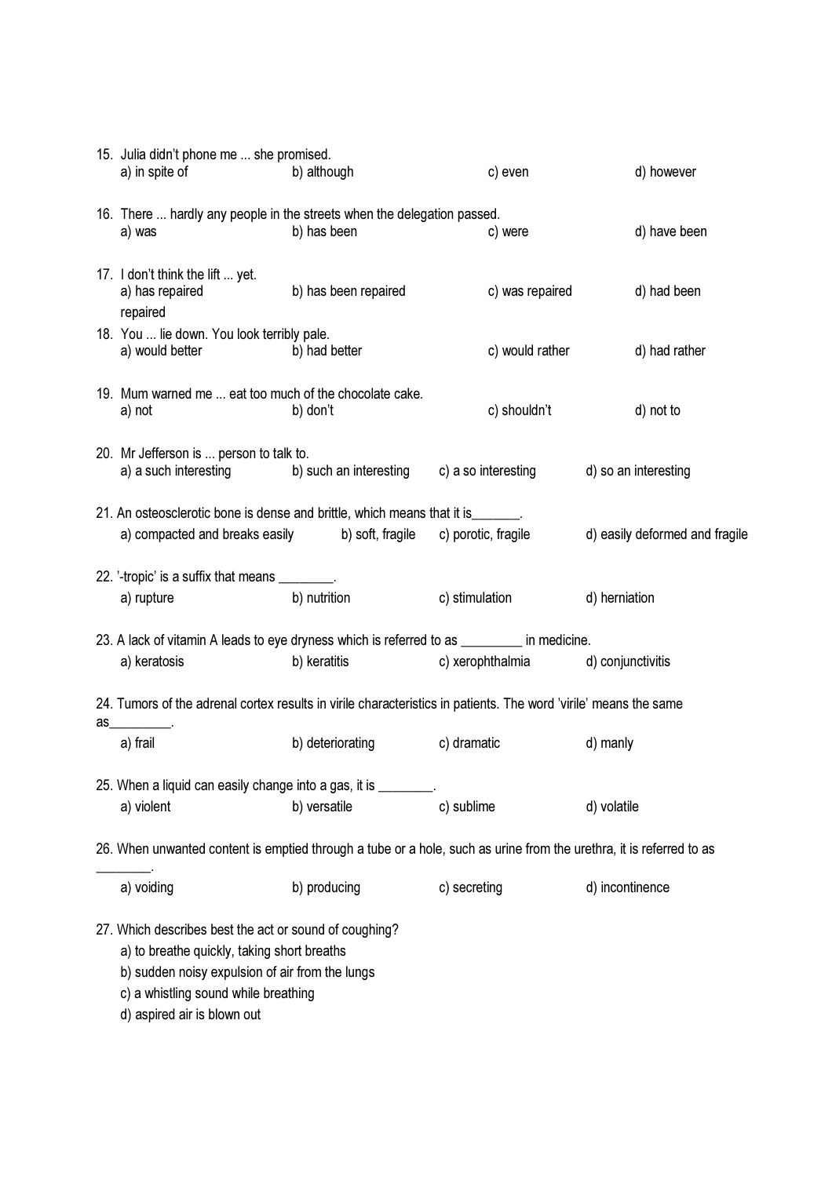15. Julia didn't phone me ... she promised.
    a) in spite of    b) although    c) even    d) however

16. There ... hardly any people in the streets when the delegation passed.
    a) was    b) has been    c) were    d) have been

17. I don't think the lift ... yet.
    a) has repaired    b) has been repaired    c) was repaired    d) had been repaired

18. You ... lie down. You look terribly pale.
    a) would better    b) had better    c) would rather    d) had rather

19. Mum warned me ... eat too much of the chocolate cake.
    a) not    b) don't    c) shouldn't    d) not to

20. Mr Jefferson is ... person to talk to.
    a) a such interesting    b) such an interesting    c) a so interesting    d) so an interesting

21. An osteosclerotic bone is dense and brittle, which means that it is_______.
    a) compacted and breaks easily    b) soft, fragile    c) porotic, fragile    d) easily deformed and fragile

22. '-tropic' is a suffix that means ________.
    a) rupture    b) nutrition    c) stimulation    d) herniation

23. A lack of vitamin A leads to eye dryness which is referred to as _________ in medicine.
    a) keratosis    b) keratitis    c) xerophthalmia    d) conjunctivitis

24. Tumors of the adrenal cortex results in virile characteristics in patients. The word 'virile' means the same as_________.
    a) frail    b) deteriorating    c) dramatic    d) manly

25. When a liquid can easily change into a gas, it is ________.
    a) violent    b) versatile    c) sublime    d) volatile

26. When unwanted content is emptied through a tube or a hole, such as urine from the urethra, it is referred to as ________.
    a) voiding    b) producing    c) secreting    d) incontinence

27. Which describes best the act or sound of coughing?
    a) to breathe quickly, taking short breaths
    b) sudden noisy expulsion of air from the lungs
    c) a whistling sound while breathing
    d) aspired air is blown out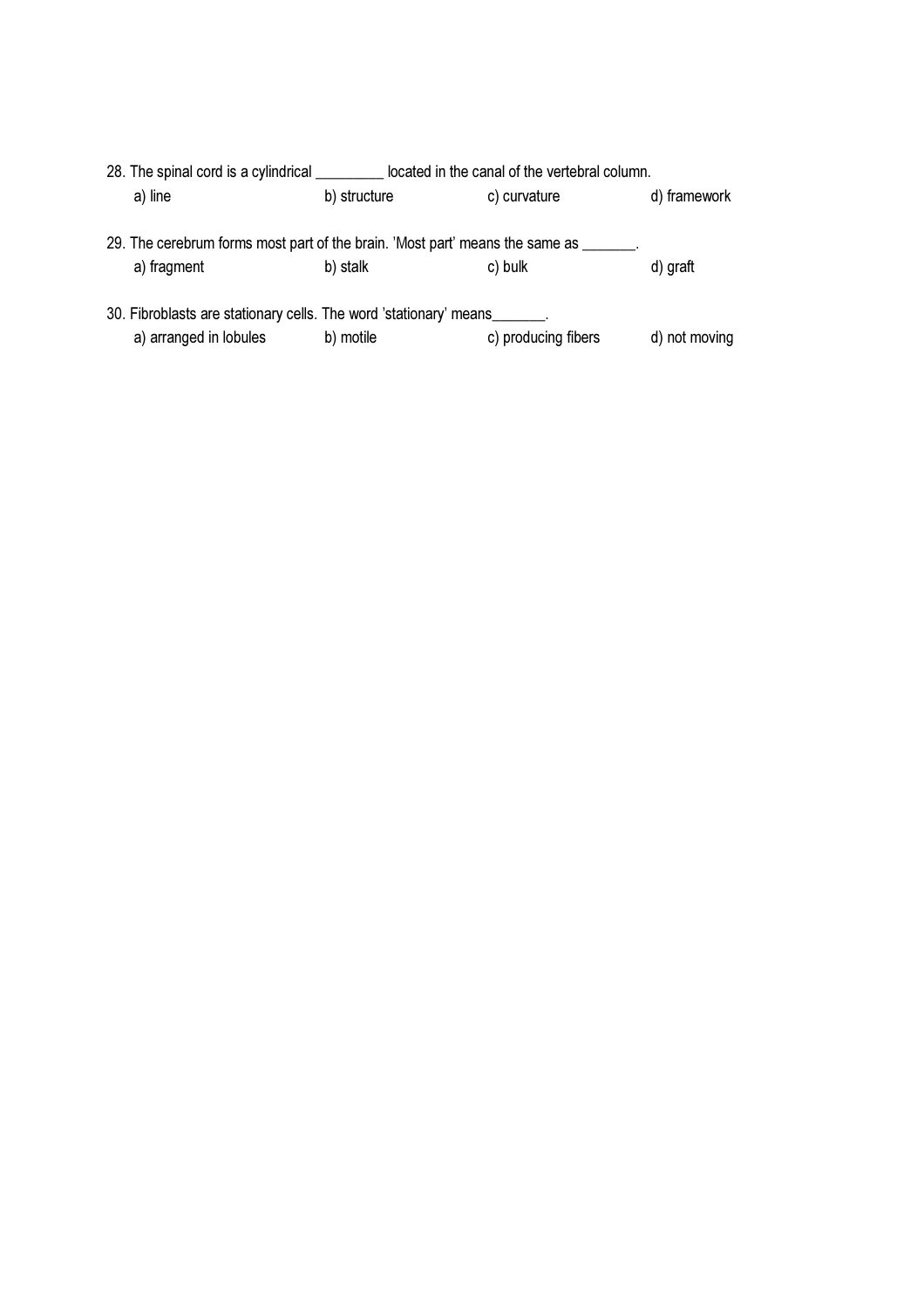28. The spinal cord is a cylindrical _________ located in the canal of the vertebral column.

a) line b) structure c) curvature d) framework

29. The cerebrum forms most part of the brain. 'Most part' means the same as _______.

a) fragment b) stalk c) bulk d) graft

30. Fibroblasts are stationary cells. The word 'stationary' means_______.

a) arranged in lobules b) motile c) producing fibers d) not moving